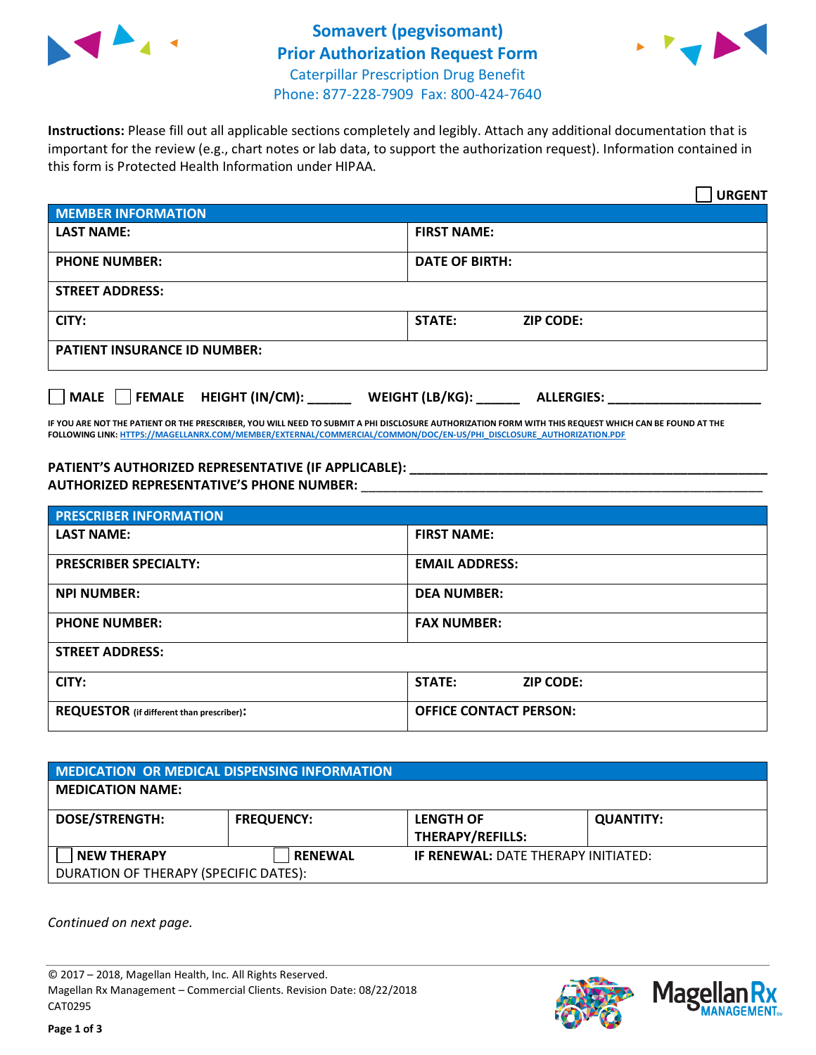# Somavert (pegvisomant) Prior Authorization Request Form

Caterpillar Prescription Drug Benefit
Phone: 877-228-7909 Fax: 800-424-7640

**Instructions:** Please fill out all applicable sections completely and legibly. Attach any additional documentation that is important for the review (e.g., chart notes or lab data, to support the authorization request). Information contained in this form is Protected Health Information under HIPAA.

☐ **URGENT**

| MEMBER INFORMATION | |
|---|---|
| **LAST NAME:** | **FIRST NAME:** |
| **PHONE NUMBER:** | **DATE OF BIRTH:** |
| **STREET ADDRESS:** | |
| **CITY:** | **STATE:** **ZIP CODE:** |
| **PATIENT INSURANCE ID NUMBER:** | |

☐ **MALE** ☐ **FEMALE** **HEIGHT (IN/CM):** ______ **WEIGHT (LB/KG):** ______ **ALLERGIES:** ____________________

**IF YOU ARE NOT THE PATIENT OR THE PRESCRIBER, YOU WILL NEED TO SUBMIT A PHI DISCLOSURE AUTHORIZATION FORM WITH THIS REQUEST WHICH CAN BE FOUND AT THE FOLLOWING LINK: HTTPS://MAGELLANRX.COM/MEMBER/EXTERNAL/COMMERCIAL/COMMON/DOC/EN-US/PHI_DISCLOSURE_AUTHORIZATION.PDF**

**PATIENT'S AUTHORIZED REPRESENTATIVE (IF APPLICABLE):** ____________________________________________
**AUTHORIZED REPRESENTATIVE'S PHONE NUMBER:** ____________________________________________

| PRESCRIBER INFORMATION | |
|---|---|
| **LAST NAME:** | **FIRST NAME:** |
| **PRESCRIBER SPECIALTY:** | **EMAIL ADDRESS:** |
| **NPI NUMBER:** | **DEA NUMBER:** |
| **PHONE NUMBER:** | **FAX NUMBER:** |
| **STREET ADDRESS:** | |
| **CITY:** | **STATE:** **ZIP CODE:** |
| **REQUESTOR** (if different than prescriber)**:** | **OFFICE CONTACT PERSON:** |

| MEDICATION OR MEDICAL DISPENSING INFORMATION | | | |
|---|---|---|---|
| **MEDICATION NAME:** | | | |
| **DOSE/STRENGTH:** | **FREQUENCY:** | **LENGTH OF THERAPY/REFILLS:** | **QUANTITY:** |
| ☐ **NEW THERAPY** | ☐ **RENEWAL** | **IF RENEWAL:** DATE THERAPY INITIATED: | |
| DURATION OF THERAPY (SPECIFIC DATES): | | | |

*Continued on next page.*

© 2017 – 2018, Magellan Health, Inc. All Rights Reserved.
Magellan Rx Management – Commercial Clients. Revision Date: 08/22/2018
CAT0295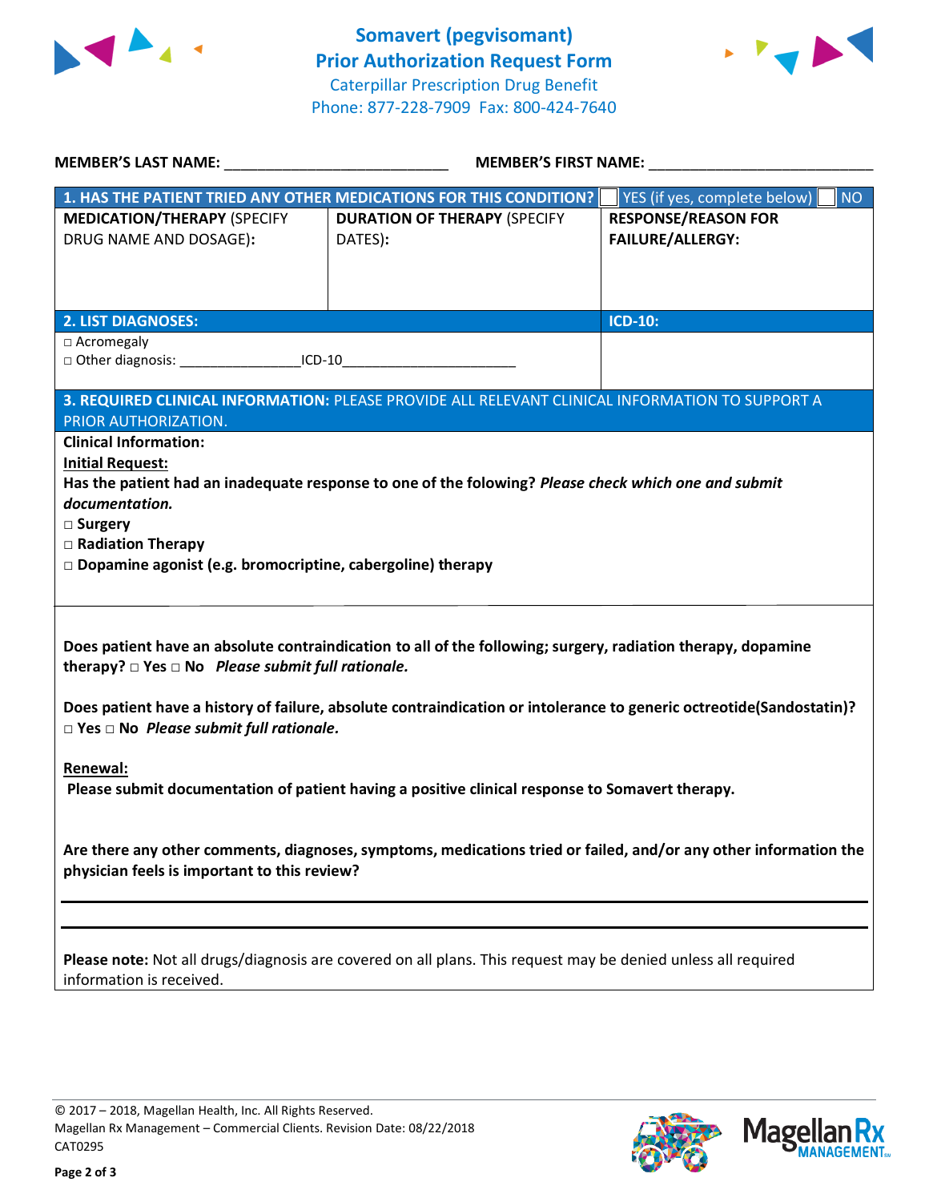# Somavert (pegvisomant) Prior Authorization Request Form

Caterpillar Prescription Drug Benefit
Phone: 877-228-7909 Fax: 800-424-7640

**MEMBER'S LAST NAME:** ___________________________ **MEMBER'S FIRST NAME:** ___________________________

| **1. HAS THE PATIENT TRIED ANY OTHER MEDICATIONS FOR THIS CONDITION?** | | ☐ YES (if yes, complete below) ☐ NO |
|---|---|---|
| **MEDICATION/THERAPY** (SPECIFY DRUG NAME AND DOSAGE): | **DURATION OF THERAPY** (SPECIFY DATES): | **RESPONSE/REASON FOR FAILURE/ALLERGY:** |
| | | |

| **2. LIST DIAGNOSES:** | **ICD-10:** |
|---|---|
| □ Acromegaly<br>□ Other diagnosis: ________________ICD-10______________________ | |

**3. REQUIRED CLINICAL INFORMATION:** PLEASE PROVIDE ALL RELEVANT CLINICAL INFORMATION TO SUPPORT A PRIOR AUTHORIZATION.

**Clinical Information:**

**Initial Request:**

**Has the patient had an inadequate response to one of the folowing?** ***Please check which one and submit documentation.***

□ **Surgery**
□ **Radiation Therapy**
□ **Dopamine agonist (e.g. bromocriptine, cabergoline) therapy**

**Does patient have an absolute contraindication to all of the following; surgery, radiation therapy, dopamine therapy? □ Yes □ No** ***Please submit full rationale.***

**Does patient have a history of failure, absolute contraindication or intolerance to generic octreotide(Sandostatin)? □ Yes □ No** ***Please submit full rationale.***

**Renewal:**

**Please submit documentation of patient having a positive clinical response to Somavert therapy.**

**Are there any other comments, diagnoses, symptoms, medications tried or failed, and/or any other information the physician feels is important to this review?**

_______________________________________________________________________________

_______________________________________________________________________________

**Please note:** Not all drugs/diagnosis are covered on all plans. This request may be denied unless all required information is received.

© 2017 – 2018, Magellan Health, Inc. All Rights Reserved.
Magellan Rx Management – Commercial Clients. Revision Date: 08/22/2018
CAT0295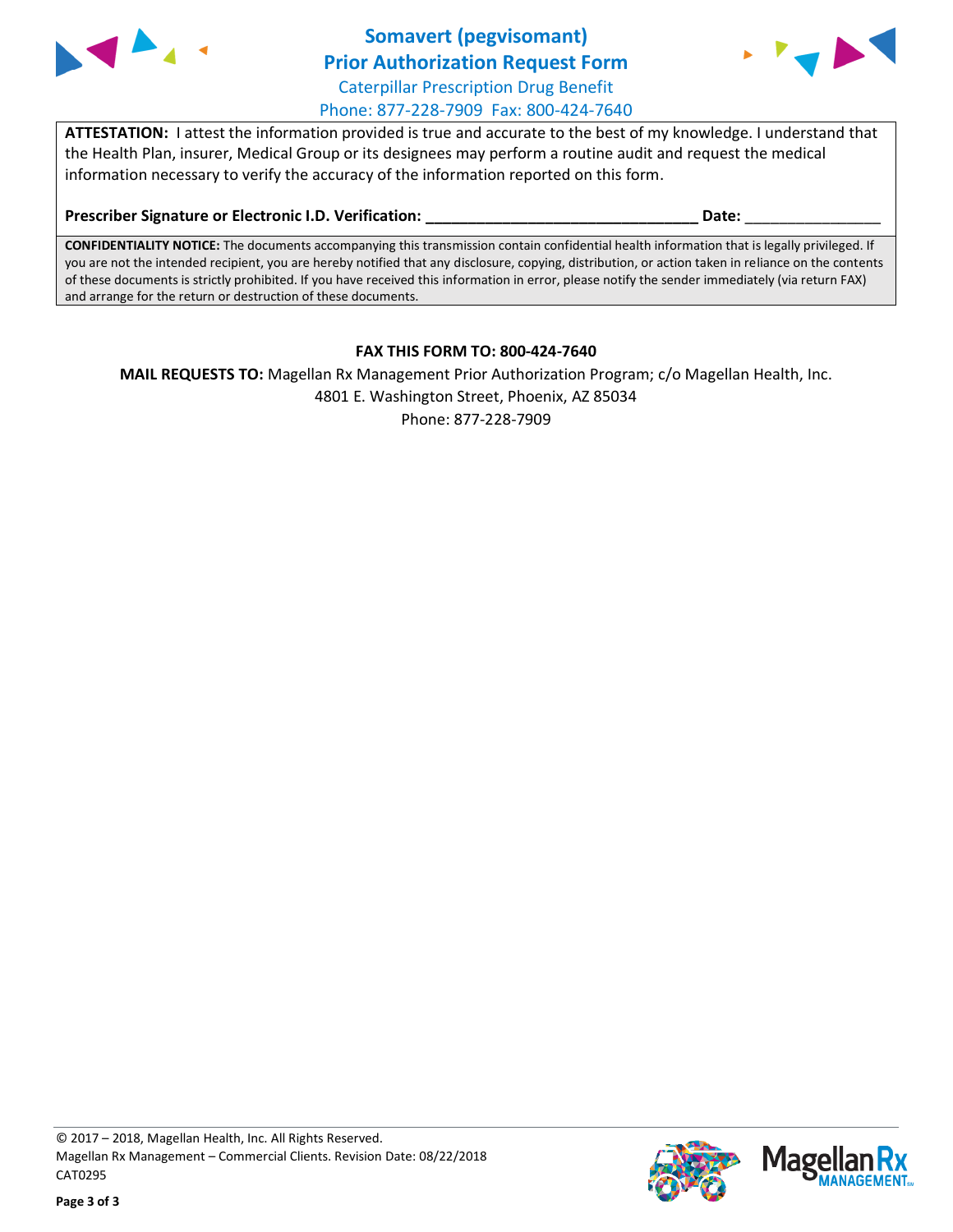**ATTESTATION:** I attest the information provided is true and accurate to the best of my knowledge. I understand that the Health Plan, insurer, Medical Group or its designees may perform a routine audit and request the medical information necessary to verify the accuracy of the information reported on this form.

**Prescriber Signature or Electronic I.D. Verification: _______________________________ Date:** _______________

**CONFIDENTIALITY NOTICE:** The documents accompanying this transmission contain confidential health information that is legally privileged. If you are not the intended recipient, you are hereby notified that any disclosure, copying, distribution, or action taken in reliance on the contents of these documents is strictly prohibited. If you have received this information in error, please notify the sender immediately (via return FAX) and arrange for the return or destruction of these documents.

**FAX THIS FORM TO: 800-424-7640**

**MAIL REQUESTS TO:** Magellan Rx Management Prior Authorization Program; c/o Magellan Health, Inc.
4801 E. Washington Street, Phoenix, AZ 85034
Phone: 877-228-7909

© 2017 – 2018, Magellan Health, Inc. All Rights Reserved.
Magellan Rx Management – Commercial Clients. Revision Date: 08/22/2018
CAT0295